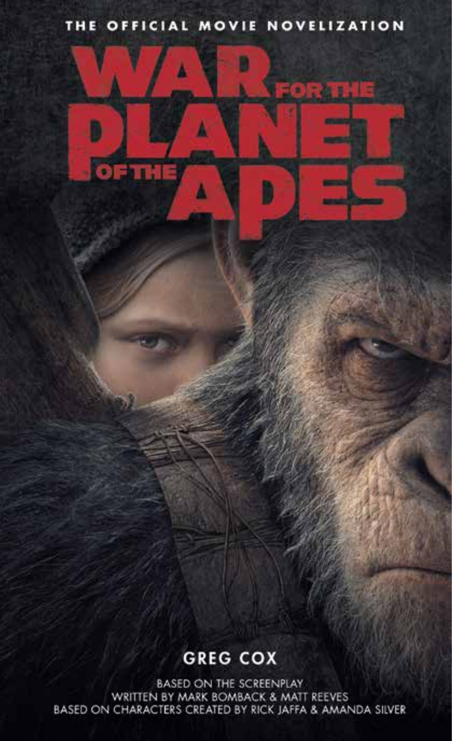THE OFFICIAL MOVIE NOVELIZATION

# WAR FOR THE PLANET OF THE APES

GREG COX

BASED ON THE SCREENPLAY
WRITTEN BY MARK BOMBACK & MATT REEVES
BASED ON CHARACTERS CREATED BY RICK JAFFA & AMANDA SILVER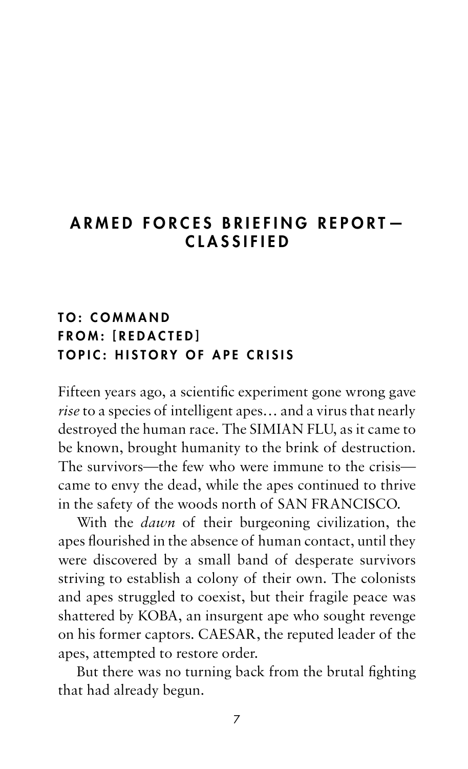## ARMED FORCES BRIEFING REPORT—CLASSIFIED

### TO: COMMAND
### FROM: [REDACTED]
### TOPIC: HISTORY OF APE CRISIS

Fifteen years ago, a scientific experiment gone wrong gave *rise* to a species of intelligent apes… and a virus that nearly destroyed the human race. The SIMIAN FLU, as it came to be known, brought humanity to the brink of destruction. The survivors—the few who were immune to the crisis—came to envy the dead, while the apes continued to thrive in the safety of the woods north of SAN FRANCISCO.

With the *dawn* of their burgeoning civilization, the apes flourished in the absence of human contact, until they were discovered by a small band of desperate survivors striving to establish a colony of their own. The colonists and apes struggled to coexist, but their fragile peace was shattered by KOBA, an insurgent ape who sought revenge on his former captors. CAESAR, the reputed leader of the apes, attempted to restore order.

But there was no turning back from the brutal fighting that had already begun.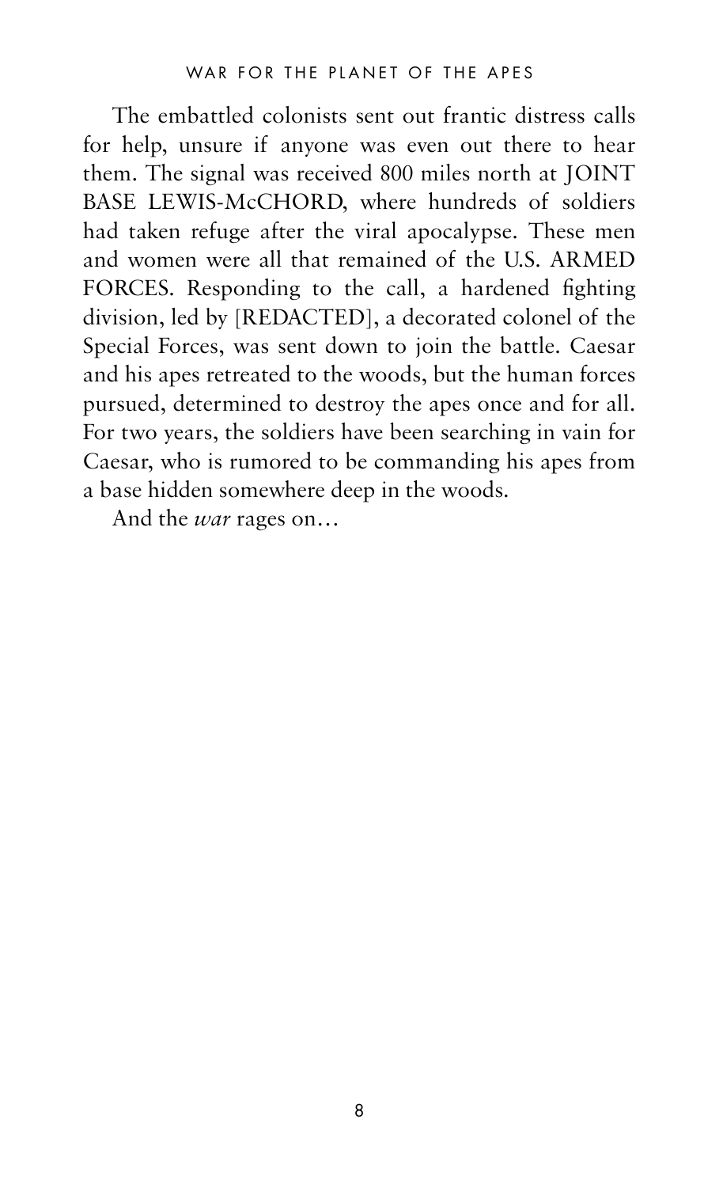The embattled colonists sent out frantic distress calls for help, unsure if anyone was even out there to hear them. The signal was received 800 miles north at JOINT BASE LEWIS-McCHORD, where hundreds of soldiers had taken refuge after the viral apocalypse. These men and women were all that remained of the U.S. ARMED FORCES. Responding to the call, a hardened fighting division, led by [REDACTED], a decorated colonel of the Special Forces, was sent down to join the battle. Caesar and his apes retreated to the woods, but the human forces pursued, determined to destroy the apes once and for all. For two years, the soldiers have been searching in vain for Caesar, who is rumored to be commanding his apes from a base hidden somewhere deep in the woods.

And the *war* rages on…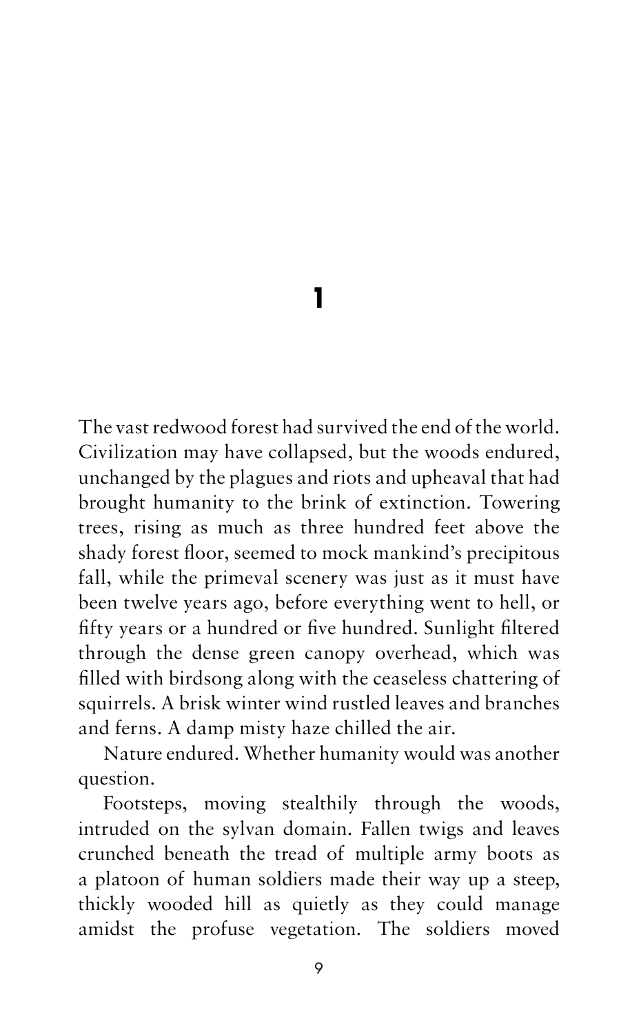# 1

The vast redwood forest had survived the end of the world. Civilization may have collapsed, but the woods endured, unchanged by the plagues and riots and upheaval that had brought humanity to the brink of extinction. Towering trees, rising as much as three hundred feet above the shady forest floor, seemed to mock mankind's precipitous fall, while the primeval scenery was just as it must have been twelve years ago, before everything went to hell, or fifty years or a hundred or five hundred. Sunlight filtered through the dense green canopy overhead, which was filled with birdsong along with the ceaseless chattering of squirrels. A brisk winter wind rustled leaves and branches and ferns. A damp misty haze chilled the air.

Nature endured. Whether humanity would was another question.

Footsteps, moving stealthily through the woods, intruded on the sylvan domain. Fallen twigs and leaves crunched beneath the tread of multiple army boots as a platoon of human soldiers made their way up a steep, thickly wooded hill as quietly as they could manage amidst the profuse vegetation. The soldiers moved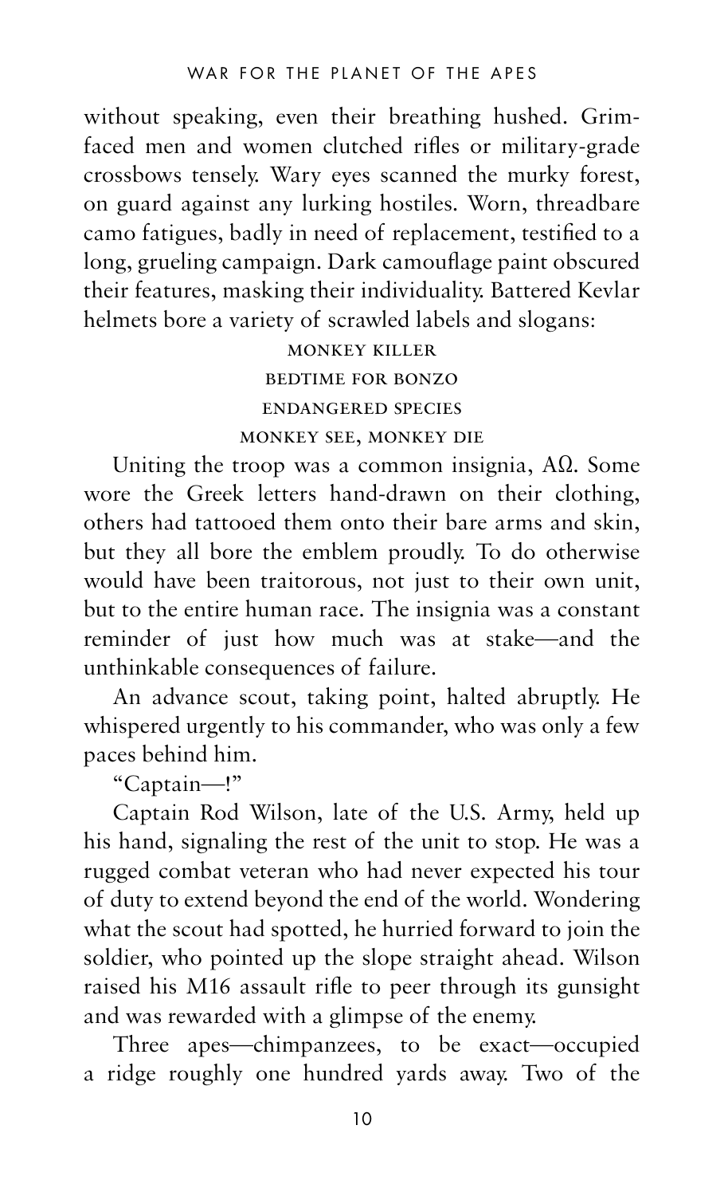without speaking, even their breathing hushed. Grim-faced men and women clutched rifles or military-grade crossbows tensely. Wary eyes scanned the murky forest, on guard against any lurking hostiles. Worn, threadbare camo fatigues, badly in need of replacement, testified to a long, grueling campaign. Dark camouflage paint obscured their features, masking their individuality. Battered Kevlar helmets bore a variety of scrawled labels and slogans:

MONKEY KILLER

BEDTIME FOR BONZO

ENDANGERED SPECIES

MONKEY SEE, MONKEY DIE

Uniting the troop was a common insignia, AΩ. Some wore the Greek letters hand-drawn on their clothing, others had tattooed them onto their bare arms and skin, but they all bore the emblem proudly. To do otherwise would have been traitorous, not just to their own unit, but to the entire human race. The insignia was a constant reminder of just how much was at stake—and the unthinkable consequences of failure.

An advance scout, taking point, halted abruptly. He whispered urgently to his commander, who was only a few paces behind him.

"Captain—!"

Captain Rod Wilson, late of the U.S. Army, held up his hand, signaling the rest of the unit to stop. He was a rugged combat veteran who had never expected his tour of duty to extend beyond the end of the world. Wondering what the scout had spotted, he hurried forward to join the soldier, who pointed up the slope straight ahead. Wilson raised his M16 assault rifle to peer through its gunsight and was rewarded with a glimpse of the enemy.

Three apes—chimpanzees, to be exact—occupied a ridge roughly one hundred yards away. Two of the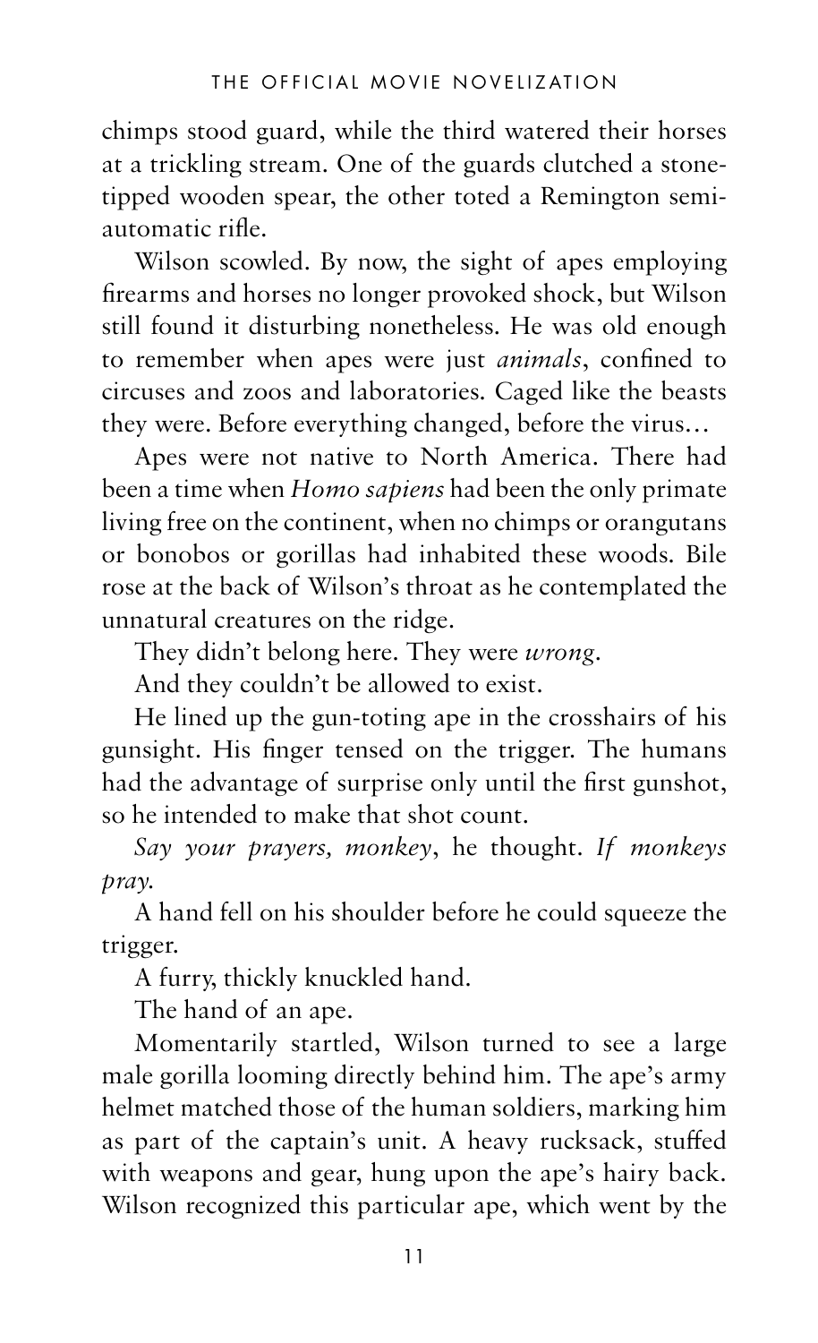chimps stood guard, while the third watered their horses at a trickling stream. One of the guards clutched a stone-tipped wooden spear, the other toted a Remington semi-automatic rifle.

Wilson scowled. By now, the sight of apes employing firearms and horses no longer provoked shock, but Wilson still found it disturbing nonetheless. He was old enough to remember when apes were just *animals*, confined to circuses and zoos and laboratories. Caged like the beasts they were. Before everything changed, before the virus…

Apes were not native to North America. There had been a time when *Homo sapiens* had been the only primate living free on the continent, when no chimps or orangutans or bonobos or gorillas had inhabited these woods. Bile rose at the back of Wilson's throat as he contemplated the unnatural creatures on the ridge.

They didn't belong here. They were *wrong*.

And they couldn't be allowed to exist.

He lined up the gun-toting ape in the crosshairs of his gunsight. His finger tensed on the trigger. The humans had the advantage of surprise only until the first gunshot, so he intended to make that shot count.

*Say your prayers, monkey*, he thought. *If monkeys pray.*

A hand fell on his shoulder before he could squeeze the trigger.

A furry, thickly knuckled hand.

The hand of an ape.

Momentarily startled, Wilson turned to see a large male gorilla looming directly behind him. The ape's army helmet matched those of the human soldiers, marking him as part of the captain's unit. A heavy rucksack, stuffed with weapons and gear, hung upon the ape's hairy back. Wilson recognized this particular ape, which went by the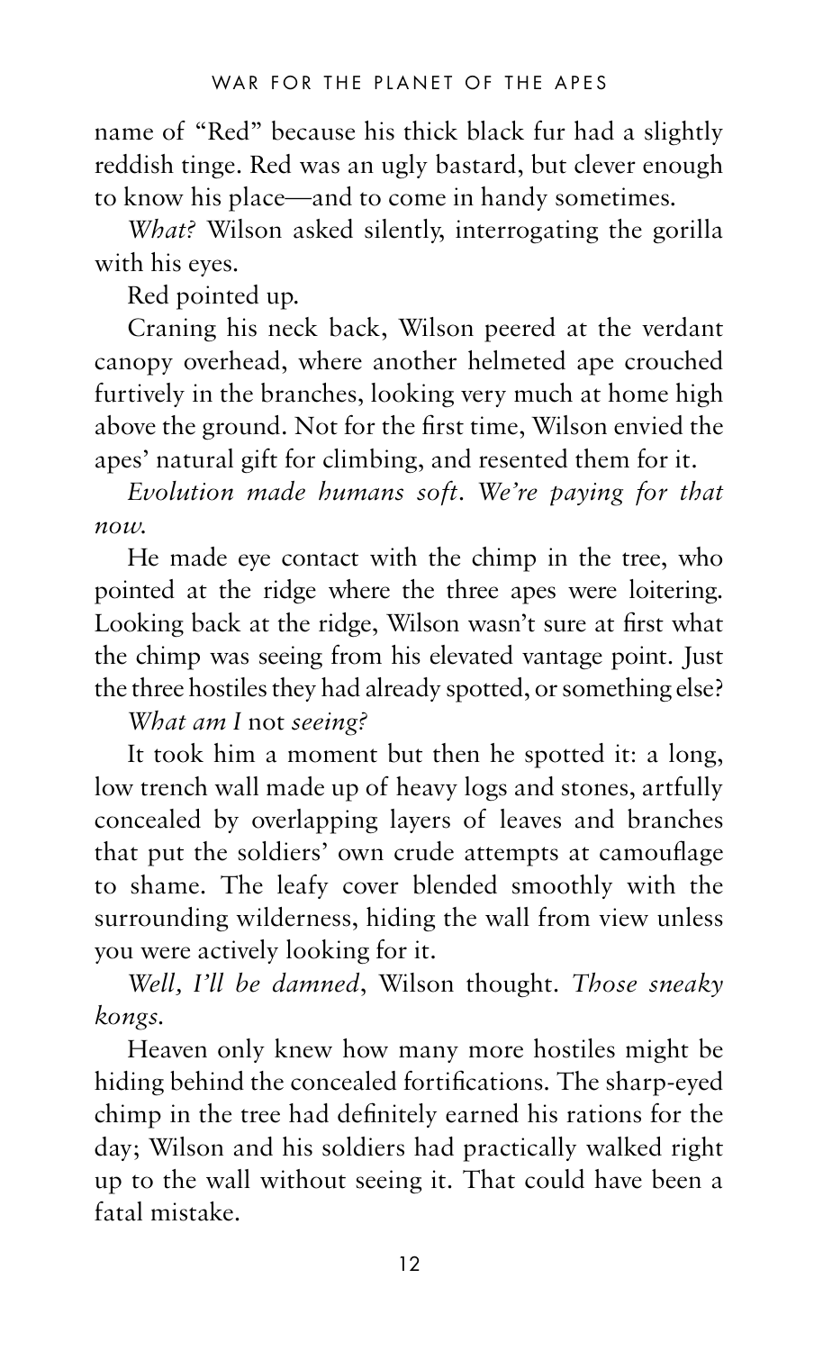name of "Red" because his thick black fur had a slightly reddish tinge. Red was an ugly bastard, but clever enough to know his place—and to come in handy sometimes.

*What?* Wilson asked silently, interrogating the gorilla with his eyes.

Red pointed up.

Craning his neck back, Wilson peered at the verdant canopy overhead, where another helmeted ape crouched furtively in the branches, looking very much at home high above the ground. Not for the first time, Wilson envied the apes' natural gift for climbing, and resented them for it.

*Evolution made humans soft. We're paying for that now.*

He made eye contact with the chimp in the tree, who pointed at the ridge where the three apes were loitering. Looking back at the ridge, Wilson wasn't sure at first what the chimp was seeing from his elevated vantage point. Just the three hostiles they had already spotted, or something else?

*What am I* not *seeing?*

It took him a moment but then he spotted it: a long, low trench wall made up of heavy logs and stones, artfully concealed by overlapping layers of leaves and branches that put the soldiers' own crude attempts at camouflage to shame. The leafy cover blended smoothly with the surrounding wilderness, hiding the wall from view unless you were actively looking for it.

*Well, I'll be damned*, Wilson thought. *Those sneaky kongs.*

Heaven only knew how many more hostiles might be hiding behind the concealed fortifications. The sharp-eyed chimp in the tree had definitely earned his rations for the day; Wilson and his soldiers had practically walked right up to the wall without seeing it. That could have been a fatal mistake.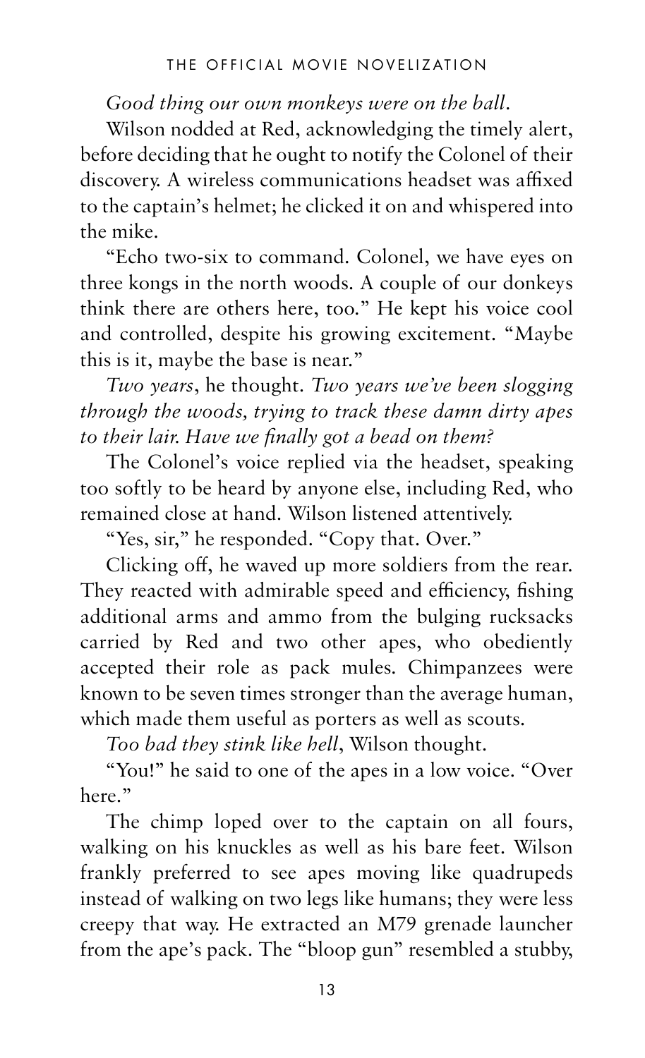*Good thing our own monkeys were on the ball.*

Wilson nodded at Red, acknowledging the timely alert, before deciding that he ought to notify the Colonel of their discovery. A wireless communications headset was affixed to the captain's helmet; he clicked it on and whispered into the mike.

"Echo two-six to command. Colonel, we have eyes on three kongs in the north woods. A couple of our donkeys think there are others here, too." He kept his voice cool and controlled, despite his growing excitement. "Maybe this is it, maybe the base is near."

*Two years*, he thought. *Two years we've been slogging through the woods, trying to track these damn dirty apes to their lair. Have we finally got a bead on them?*

The Colonel's voice replied via the headset, speaking too softly to be heard by anyone else, including Red, who remained close at hand. Wilson listened attentively.

"Yes, sir," he responded. "Copy that. Over."

Clicking off, he waved up more soldiers from the rear. They reacted with admirable speed and efficiency, fishing additional arms and ammo from the bulging rucksacks carried by Red and two other apes, who obediently accepted their role as pack mules. Chimpanzees were known to be seven times stronger than the average human, which made them useful as porters as well as scouts.

*Too bad they stink like hell*, Wilson thought.

"You!" he said to one of the apes in a low voice. "Over here."

The chimp loped over to the captain on all fours, walking on his knuckles as well as his bare feet. Wilson frankly preferred to see apes moving like quadrupeds instead of walking on two legs like humans; they were less creepy that way. He extracted an M79 grenade launcher from the ape's pack. The "bloop gun" resembled a stubby,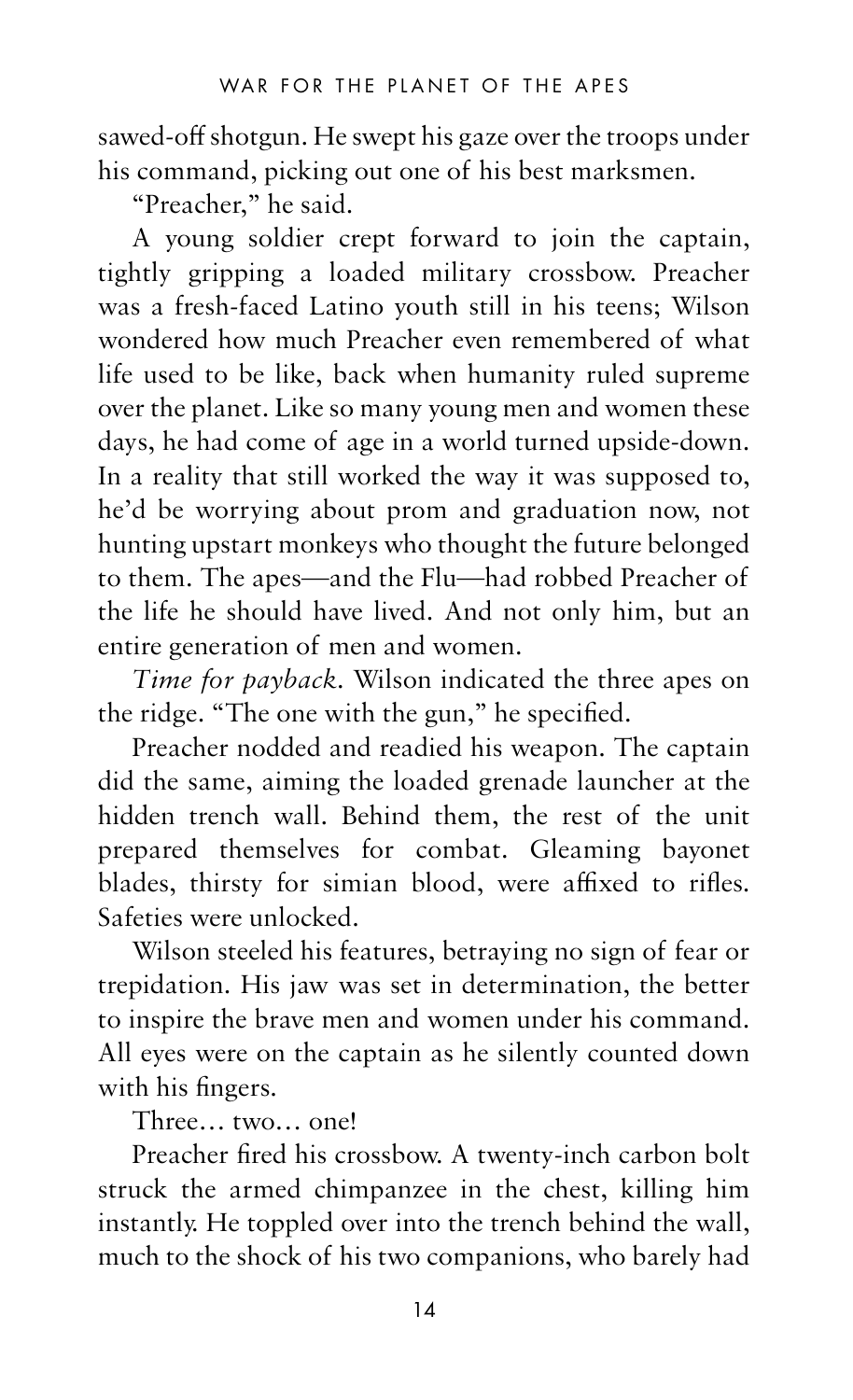sawed-off shotgun. He swept his gaze over the troops under his command, picking out one of his best marksmen.

"Preacher," he said.

A young soldier crept forward to join the captain, tightly gripping a loaded military crossbow. Preacher was a fresh-faced Latino youth still in his teens; Wilson wondered how much Preacher even remembered of what life used to be like, back when humanity ruled supreme over the planet. Like so many young men and women these days, he had come of age in a world turned upside-down. In a reality that still worked the way it was supposed to, he'd be worrying about prom and graduation now, not hunting upstart monkeys who thought the future belonged to them. The apes—and the Flu—had robbed Preacher of the life he should have lived. And not only him, but an entire generation of men and women.

*Time for payback.* Wilson indicated the three apes on the ridge. "The one with the gun," he specified.

Preacher nodded and readied his weapon. The captain did the same, aiming the loaded grenade launcher at the hidden trench wall. Behind them, the rest of the unit prepared themselves for combat. Gleaming bayonet blades, thirsty for simian blood, were affixed to rifles. Safeties were unlocked.

Wilson steeled his features, betraying no sign of fear or trepidation. His jaw was set in determination, the better to inspire the brave men and women under his command. All eyes were on the captain as he silently counted down with his fingers.

Three… two… one!

Preacher fired his crossbow. A twenty-inch carbon bolt struck the armed chimpanzee in the chest, killing him instantly. He toppled over into the trench behind the wall, much to the shock of his two companions, who barely had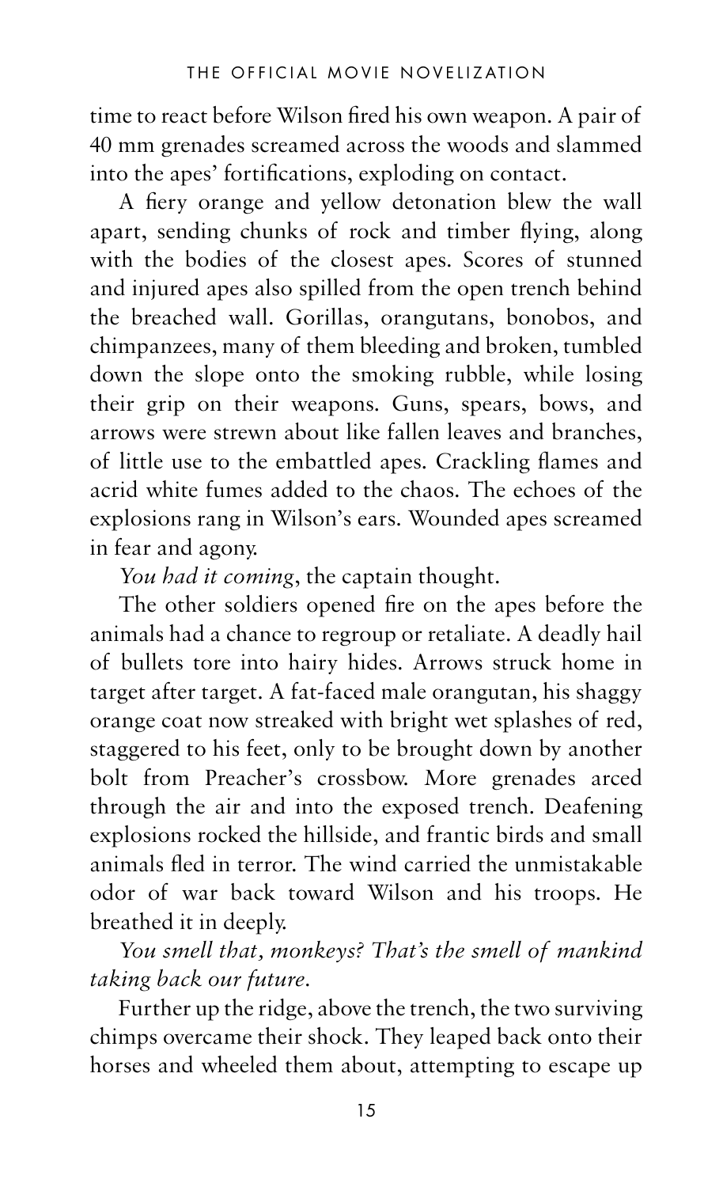time to react before Wilson fired his own weapon. A pair of 40 mm grenades screamed across the woods and slammed into the apes' fortifications, exploding on contact.

A fiery orange and yellow detonation blew the wall apart, sending chunks of rock and timber flying, along with the bodies of the closest apes. Scores of stunned and injured apes also spilled from the open trench behind the breached wall. Gorillas, orangutans, bonobos, and chimpanzees, many of them bleeding and broken, tumbled down the slope onto the smoking rubble, while losing their grip on their weapons. Guns, spears, bows, and arrows were strewn about like fallen leaves and branches, of little use to the embattled apes. Crackling flames and acrid white fumes added to the chaos. The echoes of the explosions rang in Wilson's ears. Wounded apes screamed in fear and agony.

*You had it coming*, the captain thought.

The other soldiers opened fire on the apes before the animals had a chance to regroup or retaliate. A deadly hail of bullets tore into hairy hides. Arrows struck home in target after target. A fat-faced male orangutan, his shaggy orange coat now streaked with bright wet splashes of red, staggered to his feet, only to be brought down by another bolt from Preacher's crossbow. More grenades arced through the air and into the exposed trench. Deafening explosions rocked the hillside, and frantic birds and small animals fled in terror. The wind carried the unmistakable odor of war back toward Wilson and his troops. He breathed it in deeply.

*You smell that, monkeys? That's the smell of mankind taking back our future.*

Further up the ridge, above the trench, the two surviving chimps overcame their shock. They leaped back onto their horses and wheeled them about, attempting to escape up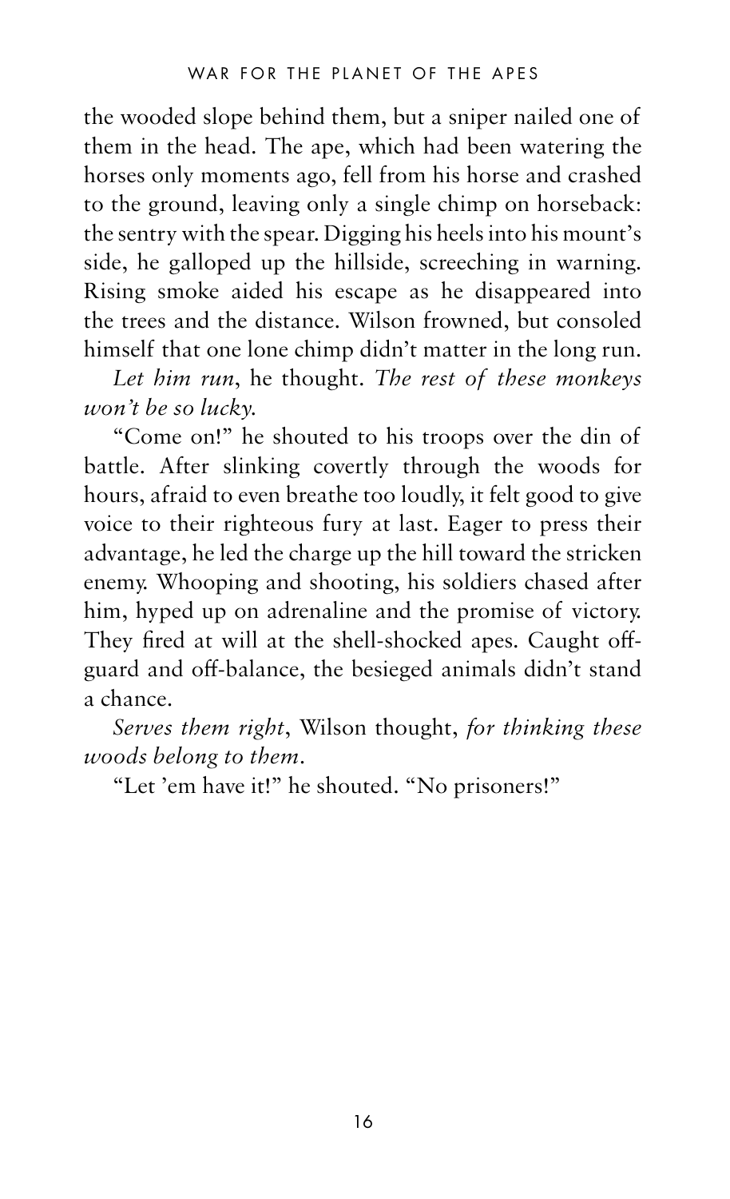the wooded slope behind them, but a sniper nailed one of them in the head. The ape, which had been watering the horses only moments ago, fell from his horse and crashed to the ground, leaving only a single chimp on horseback: the sentry with the spear. Digging his heels into his mount's side, he galloped up the hillside, screeching in warning. Rising smoke aided his escape as he disappeared into the trees and the distance. Wilson frowned, but consoled himself that one lone chimp didn't matter in the long run.

*Let him run*, he thought. *The rest of these monkeys won't be so lucky.*

"Come on!" he shouted to his troops over the din of battle. After slinking covertly through the woods for hours, afraid to even breathe too loudly, it felt good to give voice to their righteous fury at last. Eager to press their advantage, he led the charge up the hill toward the stricken enemy. Whooping and shooting, his soldiers chased after him, hyped up on adrenaline and the promise of victory. They fired at will at the shell-shocked apes. Caught off-guard and off-balance, the besieged animals didn't stand a chance.

*Serves them right*, Wilson thought, *for thinking these woods belong to them*.

"Let 'em have it!" he shouted. "No prisoners!"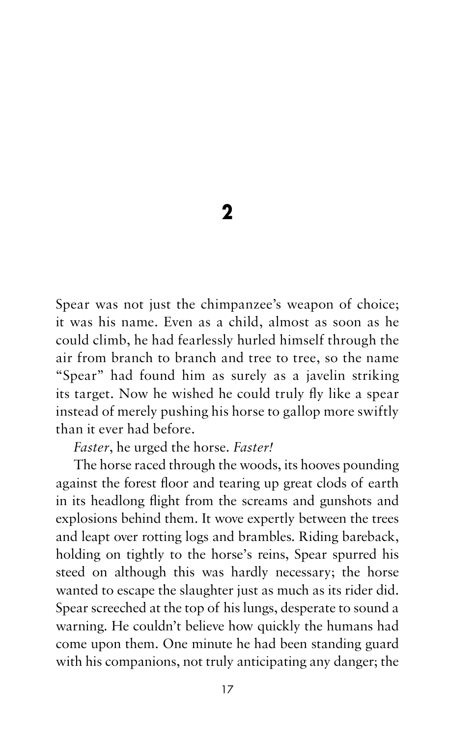## 2

Spear was not just the chimpanzee's weapon of choice; it was his name. Even as a child, almost as soon as he could climb, he had fearlessly hurled himself through the air from branch to branch and tree to tree, so the name "Spear" had found him as surely as a javelin striking its target. Now he wished he could truly fly like a spear instead of merely pushing his horse to gallop more swiftly than it ever had before.

*Faster*, he urged the horse. *Faster!*

The horse raced through the woods, its hooves pounding against the forest floor and tearing up great clods of earth in its headlong flight from the screams and gunshots and explosions behind them. It wove expertly between the trees and leapt over rotting logs and brambles. Riding bareback, holding on tightly to the horse's reins, Spear spurred his steed on although this was hardly necessary; the horse wanted to escape the slaughter just as much as its rider did. Spear screeched at the top of his lungs, desperate to sound a warning. He couldn't believe how quickly the humans had come upon them. One minute he had been standing guard with his companions, not truly anticipating any danger; the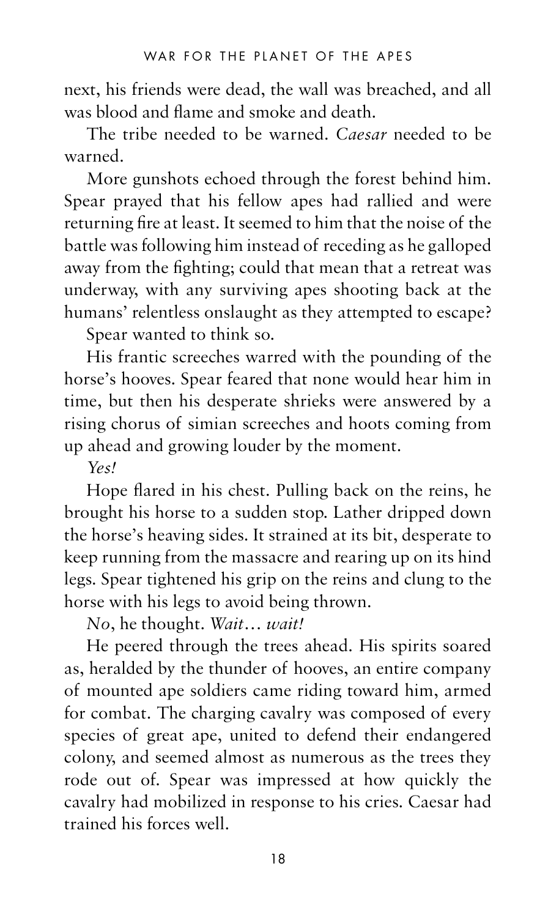next, his friends were dead, the wall was breached, and all was blood and flame and smoke and death.

The tribe needed to be warned. *Caesar* needed to be warned.

More gunshots echoed through the forest behind him. Spear prayed that his fellow apes had rallied and were returning fire at least. It seemed to him that the noise of the battle was following him instead of receding as he galloped away from the fighting; could that mean that a retreat was underway, with any surviving apes shooting back at the humans' relentless onslaught as they attempted to escape?

Spear wanted to think so.

His frantic screeches warred with the pounding of the horse's hooves. Spear feared that none would hear him in time, but then his desperate shrieks were answered by a rising chorus of simian screeches and hoots coming from up ahead and growing louder by the moment.

*Yes!*

Hope flared in his chest. Pulling back on the reins, he brought his horse to a sudden stop. Lather dripped down the horse's heaving sides. It strained at its bit, desperate to keep running from the massacre and rearing up on its hind legs. Spear tightened his grip on the reins and clung to the horse with his legs to avoid being thrown.

*No*, he thought. *Wait… wait!*

He peered through the trees ahead. His spirits soared as, heralded by the thunder of hooves, an entire company of mounted ape soldiers came riding toward him, armed for combat. The charging cavalry was composed of every species of great ape, united to defend their endangered colony, and seemed almost as numerous as the trees they rode out of. Spear was impressed at how quickly the cavalry had mobilized in response to his cries. Caesar had trained his forces well.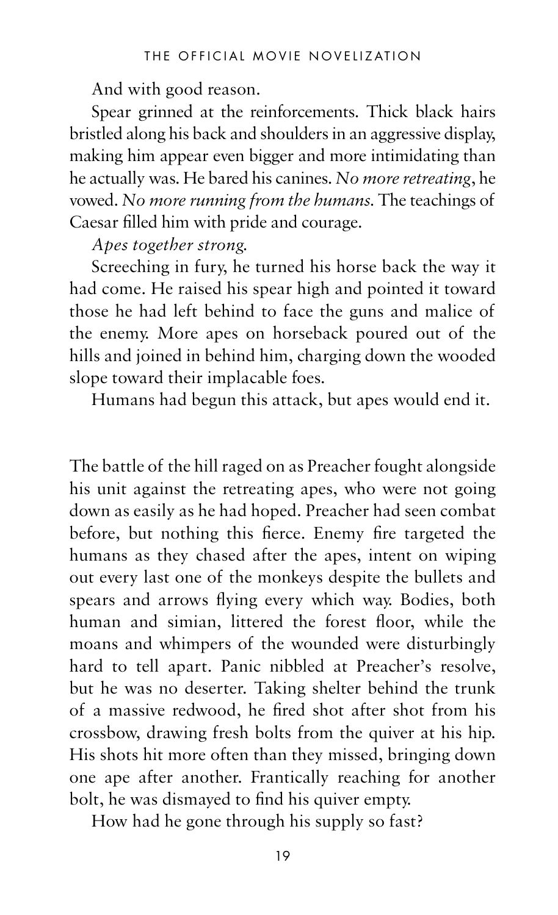And with good reason.

Spear grinned at the reinforcements. Thick black hairs bristled along his back and shoulders in an aggressive display, making him appear even bigger and more intimidating than he actually was. He bared his canines. *No more retreating*, he vowed. *No more running from the humans.* The teachings of Caesar filled him with pride and courage.

*Apes together strong.*

Screeching in fury, he turned his horse back the way it had come. He raised his spear high and pointed it toward those he had left behind to face the guns and malice of the enemy. More apes on horseback poured out of the hills and joined in behind him, charging down the wooded slope toward their implacable foes.

Humans had begun this attack, but apes would end it.

The battle of the hill raged on as Preacher fought alongside his unit against the retreating apes, who were not going down as easily as he had hoped. Preacher had seen combat before, but nothing this fierce. Enemy fire targeted the humans as they chased after the apes, intent on wiping out every last one of the monkeys despite the bullets and spears and arrows flying every which way. Bodies, both human and simian, littered the forest floor, while the moans and whimpers of the wounded were disturbingly hard to tell apart. Panic nibbled at Preacher's resolve, but he was no deserter. Taking shelter behind the trunk of a massive redwood, he fired shot after shot from his crossbow, drawing fresh bolts from the quiver at his hip. His shots hit more often than they missed, bringing down one ape after another. Frantically reaching for another bolt, he was dismayed to find his quiver empty.

How had he gone through his supply so fast?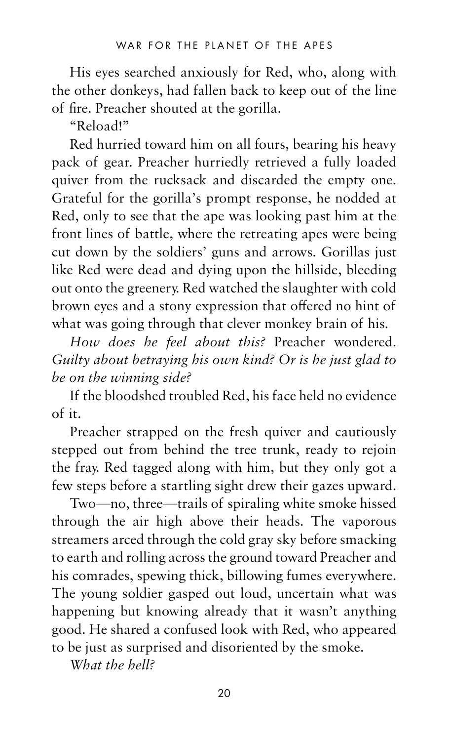His eyes searched anxiously for Red, who, along with the other donkeys, had fallen back to keep out of the line of fire. Preacher shouted at the gorilla.

"Reload!"

Red hurried toward him on all fours, bearing his heavy pack of gear. Preacher hurriedly retrieved a fully loaded quiver from the rucksack and discarded the empty one. Grateful for the gorilla's prompt response, he nodded at Red, only to see that the ape was looking past him at the front lines of battle, where the retreating apes were being cut down by the soldiers' guns and arrows. Gorillas just like Red were dead and dying upon the hillside, bleeding out onto the greenery. Red watched the slaughter with cold brown eyes and a stony expression that offered no hint of what was going through that clever monkey brain of his.

*How does he feel about this?* Preacher wondered. *Guilty about betraying his own kind? Or is he just glad to be on the winning side?*

If the bloodshed troubled Red, his face held no evidence of it.

Preacher strapped on the fresh quiver and cautiously stepped out from behind the tree trunk, ready to rejoin the fray. Red tagged along with him, but they only got a few steps before a startling sight drew their gazes upward.

Two—no, three—trails of spiraling white smoke hissed through the air high above their heads. The vaporous streamers arced through the cold gray sky before smacking to earth and rolling across the ground toward Preacher and his comrades, spewing thick, billowing fumes everywhere. The young soldier gasped out loud, uncertain what was happening but knowing already that it wasn't anything good. He shared a confused look with Red, who appeared to be just as surprised and disoriented by the smoke.

*What the hell?*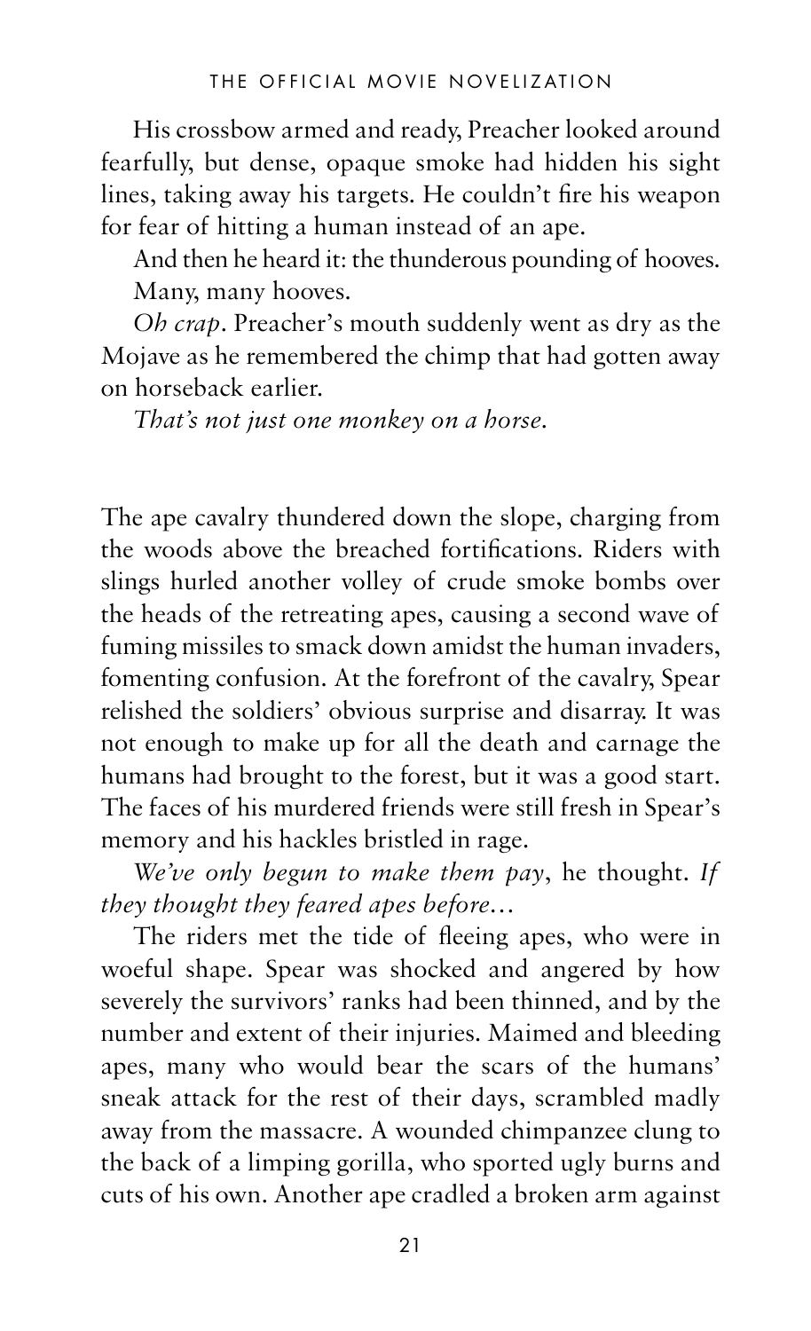His crossbow armed and ready, Preacher looked around fearfully, but dense, opaque smoke had hidden his sight lines, taking away his targets. He couldn't fire his weapon for fear of hitting a human instead of an ape.

And then he heard it: the thunderous pounding of hooves.

Many, many hooves.

*Oh crap*. Preacher's mouth suddenly went as dry as the Mojave as he remembered the chimp that had gotten away on horseback earlier.

*That's not just one monkey on a horse.*

The ape cavalry thundered down the slope, charging from the woods above the breached fortifications. Riders with slings hurled another volley of crude smoke bombs over the heads of the retreating apes, causing a second wave of fuming missiles to smack down amidst the human invaders, fomenting confusion. At the forefront of the cavalry, Spear relished the soldiers' obvious surprise and disarray. It was not enough to make up for all the death and carnage the humans had brought to the forest, but it was a good start. The faces of his murdered friends were still fresh in Spear's memory and his hackles bristled in rage.

*We've only begun to make them pay*, he thought. *If they thought they feared apes before…*

The riders met the tide of fleeing apes, who were in woeful shape. Spear was shocked and angered by how severely the survivors' ranks had been thinned, and by the number and extent of their injuries. Maimed and bleeding apes, many who would bear the scars of the humans' sneak attack for the rest of their days, scrambled madly away from the massacre. A wounded chimpanzee clung to the back of a limping gorilla, who sported ugly burns and cuts of his own. Another ape cradled a broken arm against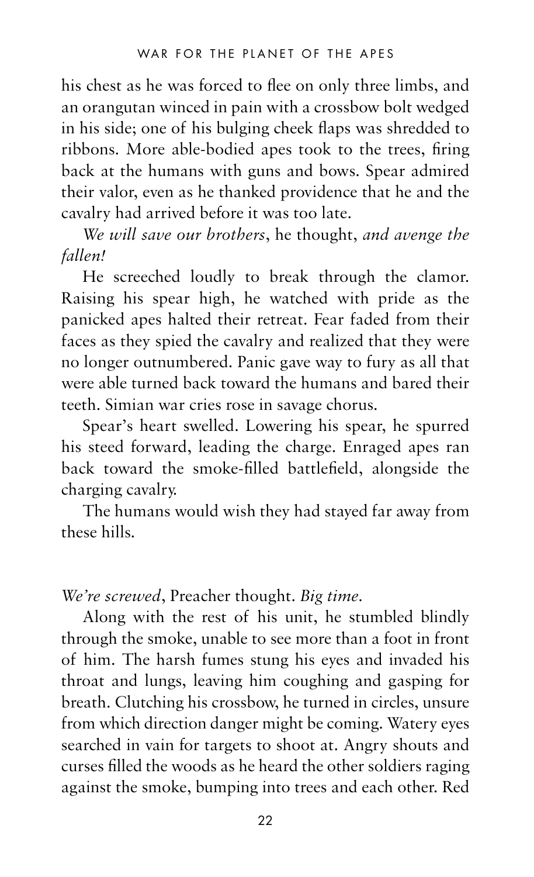his chest as he was forced to flee on only three limbs, and an orangutan winced in pain with a crossbow bolt wedged in his side; one of his bulging cheek flaps was shredded to ribbons. More able-bodied apes took to the trees, firing back at the humans with guns and bows. Spear admired their valor, even as he thanked providence that he and the cavalry had arrived before it was too late.

*We will save our brothers*, he thought, *and avenge the fallen!*

He screeched loudly to break through the clamor. Raising his spear high, he watched with pride as the panicked apes halted their retreat. Fear faded from their faces as they spied the cavalry and realized that they were no longer outnumbered. Panic gave way to fury as all that were able turned back toward the humans and bared their teeth. Simian war cries rose in savage chorus.

Spear's heart swelled. Lowering his spear, he spurred his steed forward, leading the charge. Enraged apes ran back toward the smoke-filled battlefield, alongside the charging cavalry.

The humans would wish they had stayed far away from these hills.

*We're screwed*, Preacher thought. *Big time*.

Along with the rest of his unit, he stumbled blindly through the smoke, unable to see more than a foot in front of him. The harsh fumes stung his eyes and invaded his throat and lungs, leaving him coughing and gasping for breath. Clutching his crossbow, he turned in circles, unsure from which direction danger might be coming. Watery eyes searched in vain for targets to shoot at. Angry shouts and curses filled the woods as he heard the other soldiers raging against the smoke, bumping into trees and each other. Red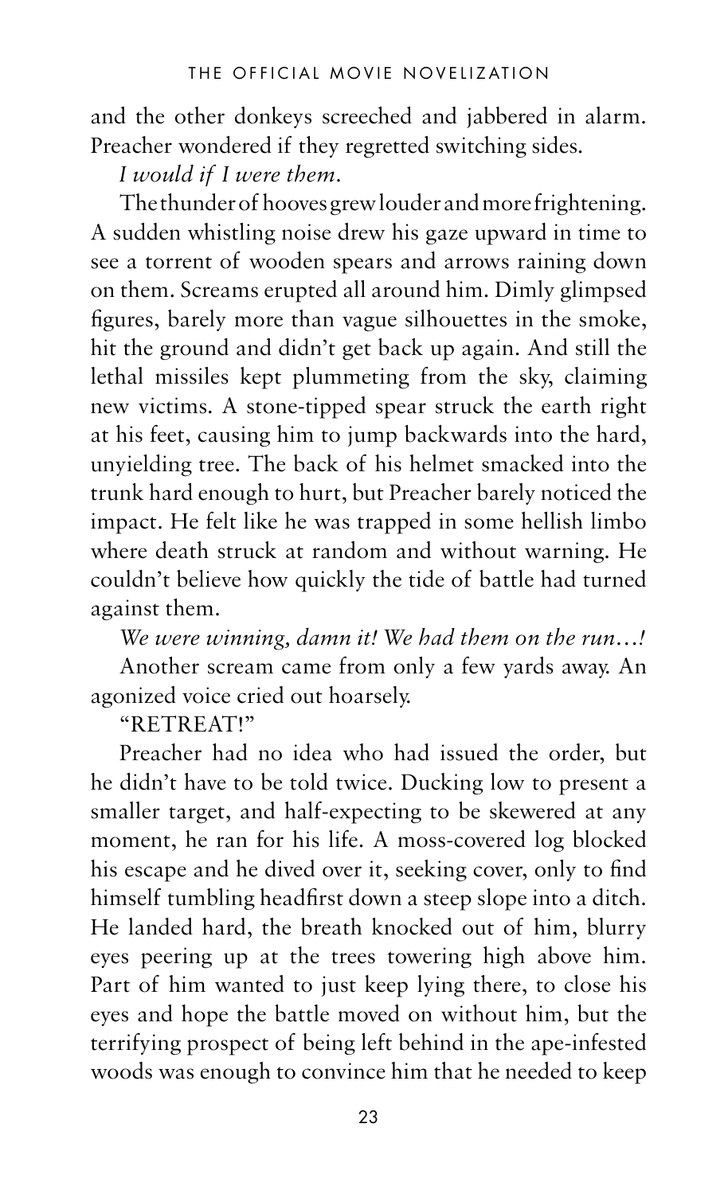and the other donkeys screeched and jabbered in alarm. Preacher wondered if they regretted switching sides.

*I would if I were them.*

The thunder of hooves grew louder and more frightening. A sudden whistling noise drew his gaze upward in time to see a torrent of wooden spears and arrows raining down on them. Screams erupted all around him. Dimly glimpsed figures, barely more than vague silhouettes in the smoke, hit the ground and didn't get back up again. And still the lethal missiles kept plummeting from the sky, claiming new victims. A stone-tipped spear struck the earth right at his feet, causing him to jump backwards into the hard, unyielding tree. The back of his helmet smacked into the trunk hard enough to hurt, but Preacher barely noticed the impact. He felt like he was trapped in some hellish limbo where death struck at random and without warning. He couldn't believe how quickly the tide of battle had turned against them.

*We were winning, damn it! We had them on the run…!*

Another scream came from only a few yards away. An agonized voice cried out hoarsely.

"RETREAT!"

Preacher had no idea who had issued the order, but he didn't have to be told twice. Ducking low to present a smaller target, and half-expecting to be skewered at any moment, he ran for his life. A moss-covered log blocked his escape and he dived over it, seeking cover, only to find himself tumbling headfirst down a steep slope into a ditch. He landed hard, the breath knocked out of him, blurry eyes peering up at the trees towering high above him. Part of him wanted to just keep lying there, to close his eyes and hope the battle moved on without him, but the terrifying prospect of being left behind in the ape-infested woods was enough to convince him that he needed to keep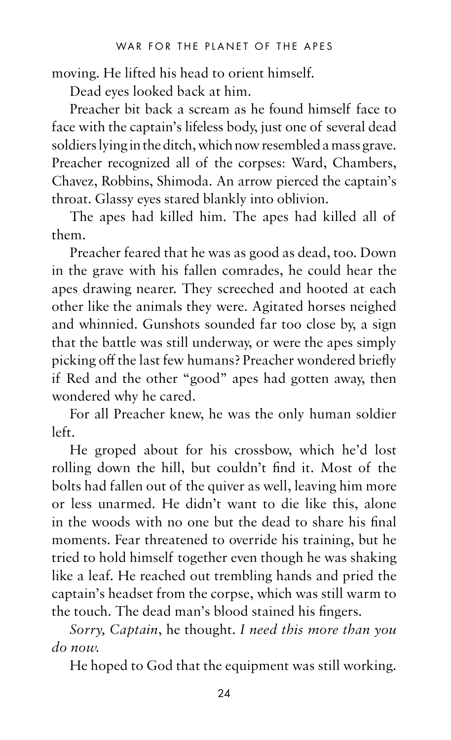moving. He lifted his head to orient himself.

Dead eyes looked back at him.

Preacher bit back a scream as he found himself face to face with the captain's lifeless body, just one of several dead soldiers lying in the ditch, which now resembled a mass grave. Preacher recognized all of the corpses: Ward, Chambers, Chavez, Robbins, Shimoda. An arrow pierced the captain's throat. Glassy eyes stared blankly into oblivion.

The apes had killed him. The apes had killed all of them.

Preacher feared that he was as good as dead, too. Down in the grave with his fallen comrades, he could hear the apes drawing nearer. They screeched and hooted at each other like the animals they were. Agitated horses neighed and whinnied. Gunshots sounded far too close by, a sign that the battle was still underway, or were the apes simply picking off the last few humans? Preacher wondered briefly if Red and the other "good" apes had gotten away, then wondered why he cared.

For all Preacher knew, he was the only human soldier left.

He groped about for his crossbow, which he'd lost rolling down the hill, but couldn't find it. Most of the bolts had fallen out of the quiver as well, leaving him more or less unarmed. He didn't want to die like this, alone in the woods with no one but the dead to share his final moments. Fear threatened to override his training, but he tried to hold himself together even though he was shaking like a leaf. He reached out trembling hands and pried the captain's headset from the corpse, which was still warm to the touch. The dead man's blood stained his fingers.

*Sorry, Captain*, he thought. *I need this more than you do now.*

He hoped to God that the equipment was still working.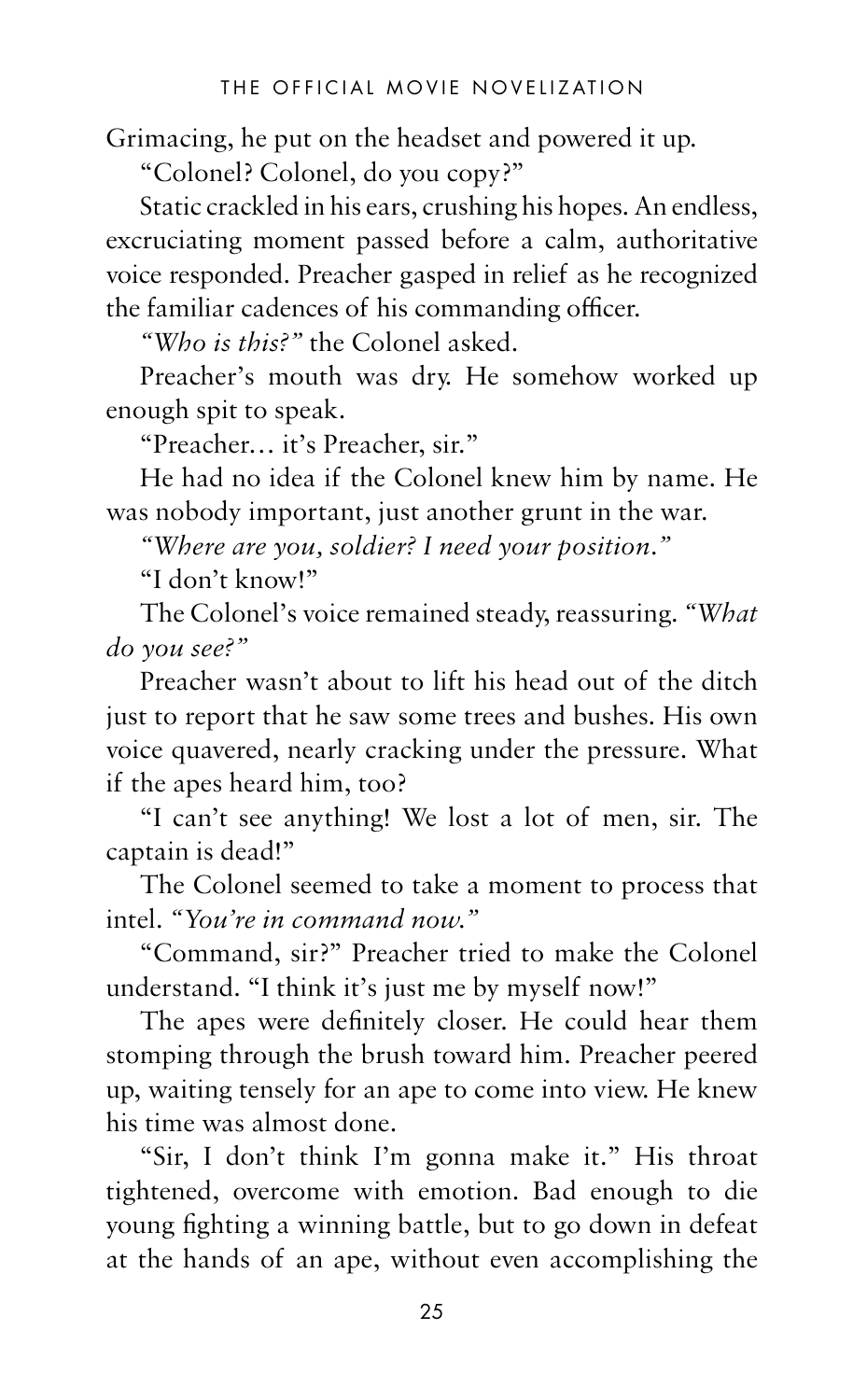Grimacing, he put on the headset and powered it up.

"Colonel? Colonel, do you copy?"

Static crackled in his ears, crushing his hopes. An endless, excruciating moment passed before a calm, authoritative voice responded. Preacher gasped in relief as he recognized the familiar cadences of his commanding officer.

*"Who is this?"* the Colonel asked.

Preacher's mouth was dry. He somehow worked up enough spit to speak.

"Preacher… it's Preacher, sir."

He had no idea if the Colonel knew him by name. He was nobody important, just another grunt in the war.

*"Where are you, soldier? I need your position."*

"I don't know!"

The Colonel's voice remained steady, reassuring. *"What do you see?"*

Preacher wasn't about to lift his head out of the ditch just to report that he saw some trees and bushes. His own voice quavered, nearly cracking under the pressure. What if the apes heard him, too?

"I can't see anything! We lost a lot of men, sir. The captain is dead!"

The Colonel seemed to take a moment to process that intel. *"You're in command now."*

"Command, sir?" Preacher tried to make the Colonel understand. "I think it's just me by myself now!"

The apes were definitely closer. He could hear them stomping through the brush toward him. Preacher peered up, waiting tensely for an ape to come into view. He knew his time was almost done.

"Sir, I don't think I'm gonna make it." His throat tightened, overcome with emotion. Bad enough to die young fighting a winning battle, but to go down in defeat at the hands of an ape, without even accomplishing the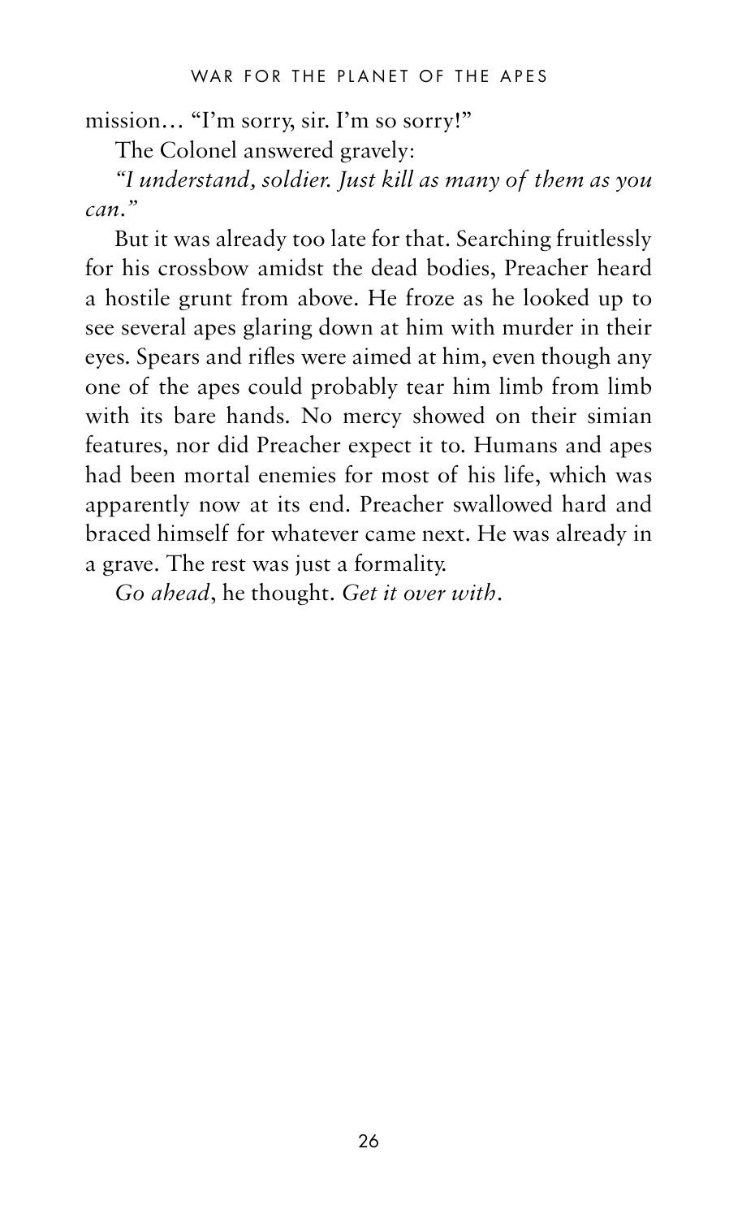mission… "I'm sorry, sir. I'm so sorry!"

The Colonel answered gravely:

*"I understand, soldier. Just kill as many of them as you can."*

But it was already too late for that. Searching fruitlessly for his crossbow amidst the dead bodies, Preacher heard a hostile grunt from above. He froze as he looked up to see several apes glaring down at him with murder in their eyes. Spears and rifles were aimed at him, even though any one of the apes could probably tear him limb from limb with its bare hands. No mercy showed on their simian features, nor did Preacher expect it to. Humans and apes had been mortal enemies for most of his life, which was apparently now at its end. Preacher swallowed hard and braced himself for whatever came next. He was already in a grave. The rest was just a formality.

*Go ahead*, he thought. *Get it over with.*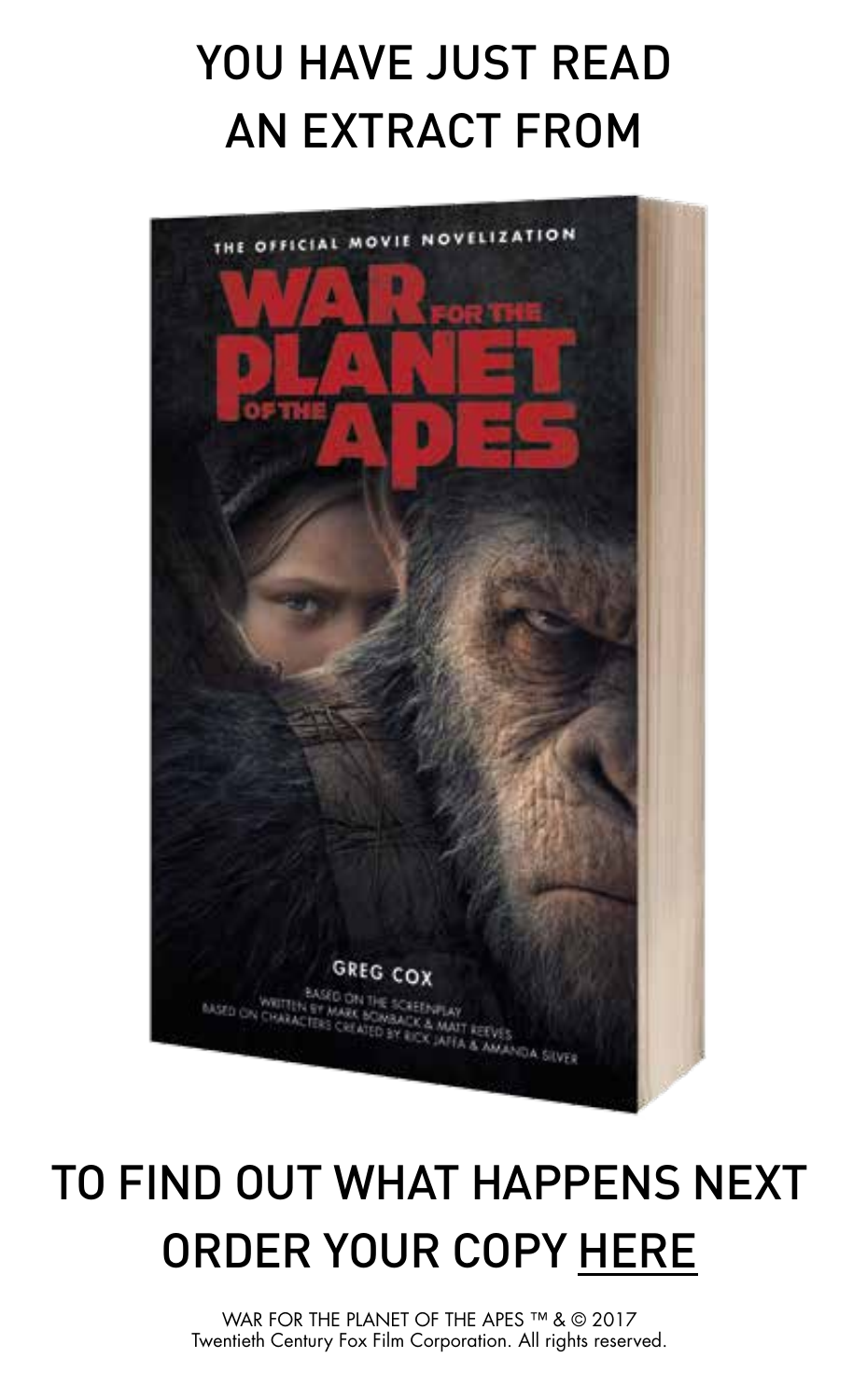# YOU HAVE JUST READ AN EXTRACT FROM

THE OFFICIAL MOVIE NOVELIZATION

WAR FOR THE PLANET OF THE APES

GREG COX

BASED ON THE SCREENPLAY WRITTEN BY MARK BOMBACK & MATT REEVES
BASED ON CHARACTERS CREATED BY RICK JAFFA & AMANDA SILVER

## TO FIND OUT WHAT HAPPENS NEXT ORDER YOUR COPY HERE

WAR FOR THE PLANET OF THE APES ™ & © 2017
Twentieth Century Fox Film Corporation. All rights reserved.